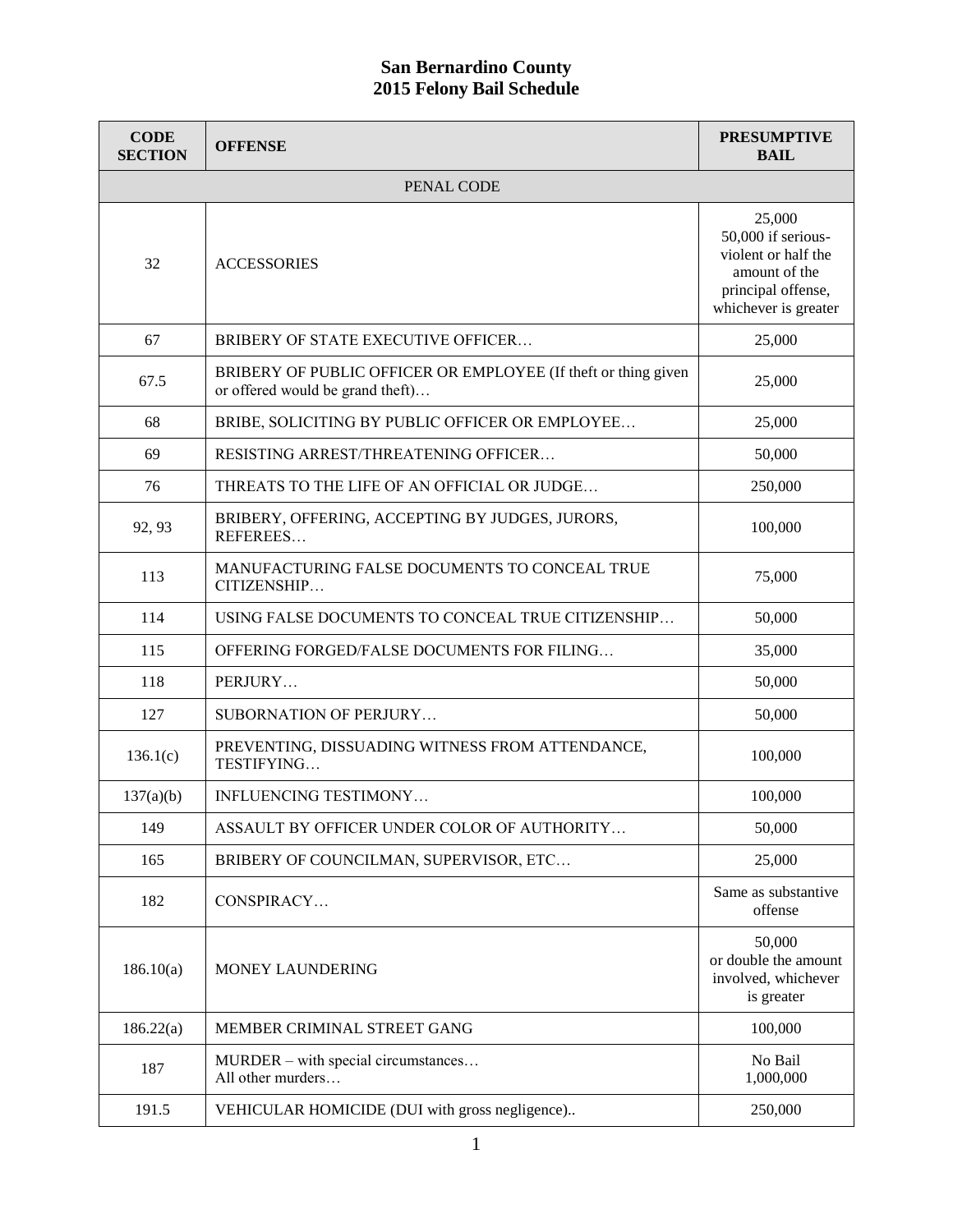# San Bernardino County
## 2015 Felony Bail Schedule

| CODE SECTION | OFFENSE | PRESUMPTIVE BAIL |
|---|---|---|
| | PENAL CODE | |
| 32 | ACCESSORIES | 25,000<br>50,000 if serious-violent or half the amount of the principal offense, whichever is greater |
| 67 | BRIBERY OF STATE EXECUTIVE OFFICER… | 25,000 |
| 67.5 | BRIBERY OF PUBLIC OFFICER OR EMPLOYEE (If theft or thing given or offered would be grand theft)… | 25,000 |
| 68 | BRIBE, SOLICITING BY PUBLIC OFFICER OR EMPLOYEE… | 25,000 |
| 69 | RESISTING ARREST/THREATENING OFFICER… | 50,000 |
| 76 | THREATS TO THE LIFE OF AN OFFICIAL OR JUDGE… | 250,000 |
| 92, 93 | BRIBERY, OFFERING, ACCEPTING BY JUDGES, JURORS, REFEREES… | 100,000 |
| 113 | MANUFACTURING FALSE DOCUMENTS TO CONCEAL TRUE CITIZENSHIP… | 75,000 |
| 114 | USING FALSE DOCUMENTS TO CONCEAL TRUE CITIZENSHIP… | 50,000 |
| 115 | OFFERING FORGED/FALSE DOCUMENTS FOR FILING… | 35,000 |
| 118 | PERJURY… | 50,000 |
| 127 | SUBORNATION OF PERJURY… | 50,000 |
| 136.1(c) | PREVENTING, DISSUADING WITNESS FROM ATTENDANCE, TESTIFYING… | 100,000 |
| 137(a)(b) | INFLUENCING TESTIMONY… | 100,000 |
| 149 | ASSAULT BY OFFICER UNDER COLOR OF AUTHORITY… | 50,000 |
| 165 | BRIBERY OF COUNCILMAN, SUPERVISOR, ETC… | 25,000 |
| 182 | CONSPIRACY… | Same as substantive offense |
| 186.10(a) | MONEY LAUNDERING | 50,000<br>or double the amount involved, whichever is greater |
| 186.22(a) | MEMBER CRIMINAL STREET GANG | 100,000 |
| 187 | MURDER – with special circumstances…<br>All other murders… | No Bail<br>1,000,000 |
| 191.5 | VEHICULAR HOMICIDE (DUI with gross negligence).. | 250,000 |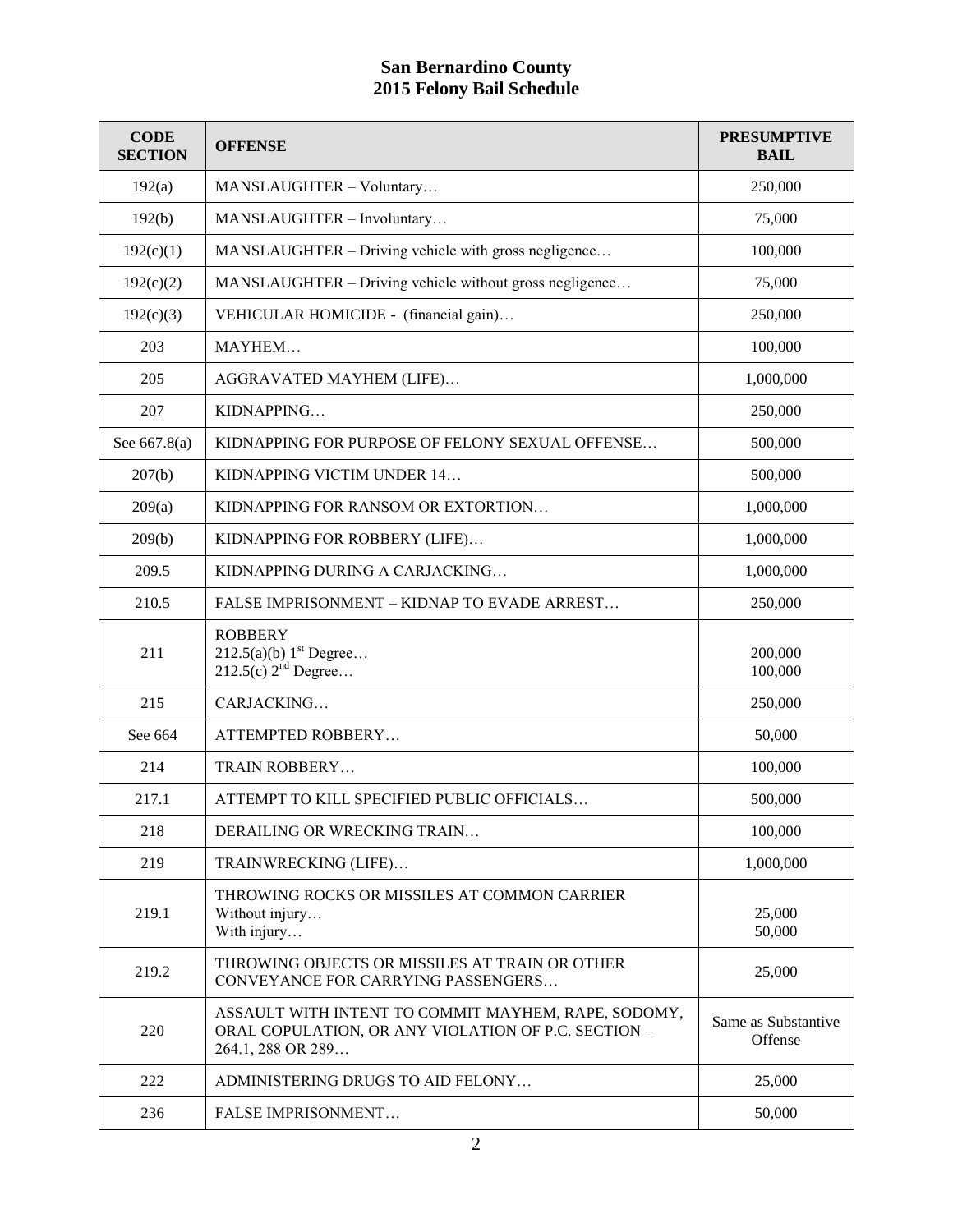# San Bernardino County
# 2015 Felony Bail Schedule

| CODE SECTION | OFFENSE | PRESUMPTIVE BAIL |
|---|---|---|
| 192(a) | MANSLAUGHTER – Voluntary… | 250,000 |
| 192(b) | MANSLAUGHTER – Involuntary… | 75,000 |
| 192(c)(1) | MANSLAUGHTER – Driving vehicle with gross negligence… | 100,000 |
| 192(c)(2) | MANSLAUGHTER – Driving vehicle without gross negligence… | 75,000 |
| 192(c)(3) | VEHICULAR HOMICIDE - (financial gain)… | 250,000 |
| 203 | MAYHEM… | 100,000 |
| 205 | AGGRAVATED MAYHEM (LIFE)… | 1,000,000 |
| 207 | KIDNAPPING… | 250,000 |
| See 667.8(a) | KIDNAPPING FOR PURPOSE OF FELONY SEXUAL OFFENSE… | 500,000 |
| 207(b) | KIDNAPPING VICTIM UNDER 14… | 500,000 |
| 209(a) | KIDNAPPING FOR RANSOM OR EXTORTION… | 1,000,000 |
| 209(b) | KIDNAPPING FOR ROBBERY (LIFE)… | 1,000,000 |
| 209.5 | KIDNAPPING DURING A CARJACKING… | 1,000,000 |
| 210.5 | FALSE IMPRISONMENT – KIDNAP TO EVADE ARREST… | 250,000 |
| 211 | ROBBERY<br>212.5(a)(b) 1st Degree…<br>212.5(c) 2nd Degree… | <br>200,000<br>100,000 |
| 215 | CARJACKING… | 250,000 |
| See 664 | ATTEMPTED ROBBERY… | 50,000 |
| 214 | TRAIN ROBBERY… | 100,000 |
| 217.1 | ATTEMPT TO KILL SPECIFIED PUBLIC OFFICIALS… | 500,000 |
| 218 | DERAILING OR WRECKING TRAIN… | 100,000 |
| 219 | TRAINWRECKING (LIFE)… | 1,000,000 |
| 219.1 | THROWING ROCKS OR MISSILES AT COMMON CARRIER<br>Without injury…<br>With injury… | <br>25,000<br>50,000 |
| 219.2 | THROWING OBJECTS OR MISSILES AT TRAIN OR OTHER CONVEYANCE FOR CARRYING PASSENGERS… | 25,000 |
| 220 | ASSAULT WITH INTENT TO COMMIT MAYHEM, RAPE, SODOMY, ORAL COPULATION, OR ANY VIOLATION OF P.C. SECTION – 264.1, 288 OR 289… | Same as Substantive Offense |
| 222 | ADMINISTERING DRUGS TO AID FELONY… | 25,000 |
| 236 | FALSE IMPRISONMENT… | 50,000 |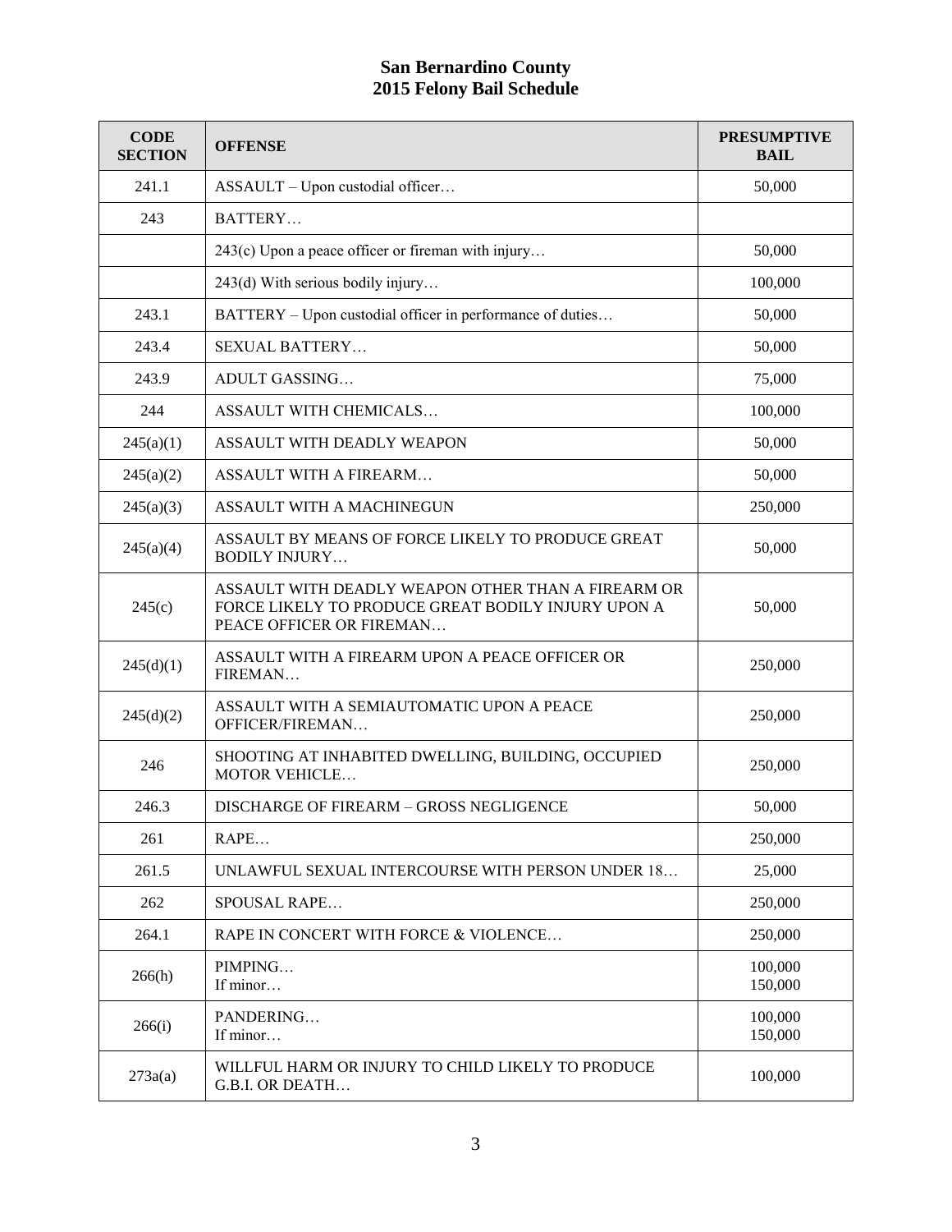# San Bernardino County
## 2015 Felony Bail Schedule

| CODE SECTION | OFFENSE | PRESUMPTIVE BAIL |
|---|---|---|
| 241.1 | ASSAULT – Upon custodial officer… | 50,000 |
| 243 | BATTERY… | |
| | 243(c) Upon a peace officer or fireman with injury… | 50,000 |
| | 243(d) With serious bodily injury… | 100,000 |
| 243.1 | BATTERY – Upon custodial officer in performance of duties… | 50,000 |
| 243.4 | SEXUAL BATTERY… | 50,000 |
| 243.9 | ADULT GASSING… | 75,000 |
| 244 | ASSAULT WITH CHEMICALS… | 100,000 |
| 245(a)(1) | ASSAULT WITH DEADLY WEAPON | 50,000 |
| 245(a)(2) | ASSAULT WITH A FIREARM… | 50,000 |
| 245(a)(3) | ASSAULT WITH A MACHINEGUN | 250,000 |
| 245(a)(4) | ASSAULT BY MEANS OF FORCE LIKELY TO PRODUCE GREAT BODILY INJURY… | 50,000 |
| 245(c) | ASSAULT WITH DEADLY WEAPON OTHER THAN A FIREARM OR FORCE LIKELY TO PRODUCE GREAT BODILY INJURY UPON A PEACE OFFICER OR FIREMAN… | 50,000 |
| 245(d)(1) | ASSAULT WITH A FIREARM UPON A PEACE OFFICER OR FIREMAN… | 250,000 |
| 245(d)(2) | ASSAULT WITH A SEMIAUTOMATIC UPON A PEACE OFFICER/FIREMAN… | 250,000 |
| 246 | SHOOTING AT INHABITED DWELLING, BUILDING, OCCUPIED MOTOR VEHICLE… | 250,000 |
| 246.3 | DISCHARGE OF FIREARM – GROSS NEGLIGENCE | 50,000 |
| 261 | RAPE… | 250,000 |
| 261.5 | UNLAWFUL SEXUAL INTERCOURSE WITH PERSON UNDER 18… | 25,000 |
| 262 | SPOUSAL RAPE… | 250,000 |
| 264.1 | RAPE IN CONCERT WITH FORCE & VIOLENCE… | 250,000 |
| 266(h) | PIMPING…<br>If minor… | 100,000<br>150,000 |
| 266(i) | PANDERING…<br>If minor… | 100,000<br>150,000 |
| 273a(a) | WILLFUL HARM OR INJURY TO CHILD LIKELY TO PRODUCE G.B.I. OR DEATH… | 100,000 |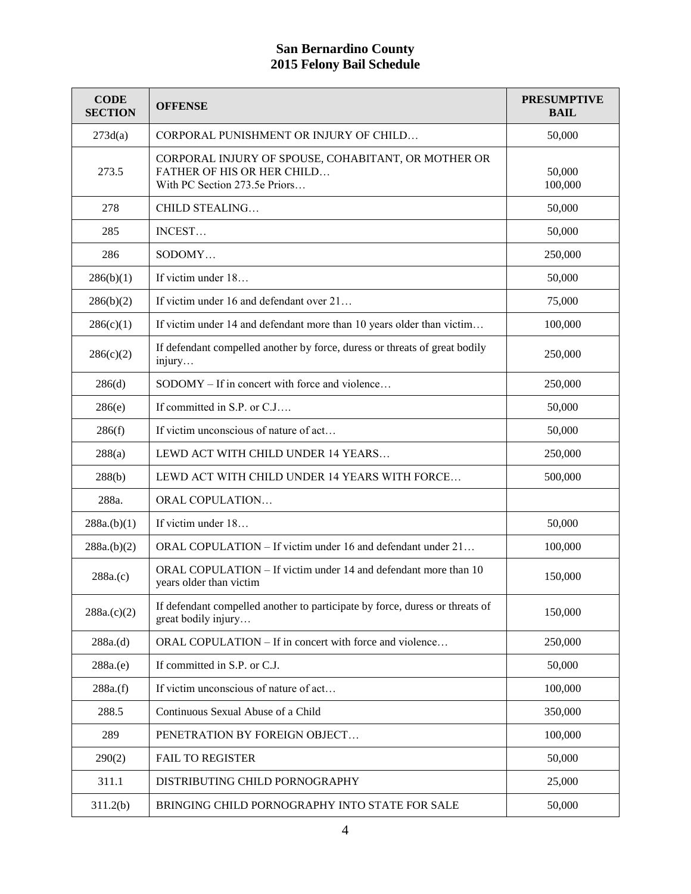# San Bernardino County
# 2015 Felony Bail Schedule

| CODE SECTION | OFFENSE | PRESUMPTIVE BAIL |
|---|---|---|
| 273d(a) | CORPORAL PUNISHMENT OR INJURY OF CHILD… | 50,000 |
| 273.5 | CORPORAL INJURY OF SPOUSE, COHABITANT, OR MOTHER OR FATHER OF HIS OR HER CHILD…<br>With PC Section 273.5e Priors… | 50,000<br>100,000 |
| 278 | CHILD STEALING… | 50,000 |
| 285 | INCEST… | 50,000 |
| 286 | SODOMY… | 250,000 |
| 286(b)(1) | If victim under 18… | 50,000 |
| 286(b)(2) | If victim under 16 and defendant over 21… | 75,000 |
| 286(c)(1) | If victim under 14 and defendant more than 10 years older than victim… | 100,000 |
| 286(c)(2) | If defendant compelled another by force, duress or threats of great bodily injury… | 250,000 |
| 286(d) | SODOMY – If in concert with force and violence… | 250,000 |
| 286(e) | If committed in S.P. or C.J…. | 50,000 |
| 286(f) | If victim unconscious of nature of act… | 50,000 |
| 288(a) | LEWD ACT WITH CHILD UNDER 14 YEARS… | 250,000 |
| 288(b) | LEWD ACT WITH CHILD UNDER 14 YEARS WITH FORCE… | 500,000 |
| 288a. | ORAL COPULATION… | |
| 288a.(b)(1) | If victim under 18… | 50,000 |
| 288a.(b)(2) | ORAL COPULATION – If victim under 16 and defendant under 21… | 100,000 |
| 288a.(c) | ORAL COPULATION – If victim under 14 and defendant more than 10 years older than victim | 150,000 |
| 288a.(c)(2) | If defendant compelled another to participate by force, duress or threats of great bodily injury… | 150,000 |
| 288a.(d) | ORAL COPULATION – If in concert with force and violence… | 250,000 |
| 288a.(e) | If committed in S.P. or C.J. | 50,000 |
| 288a.(f) | If victim unconscious of nature of act… | 100,000 |
| 288.5 | Continuous Sexual Abuse of a Child | 350,000 |
| 289 | PENETRATION BY FOREIGN OBJECT… | 100,000 |
| 290(2) | FAIL TO REGISTER | 50,000 |
| 311.1 | DISTRIBUTING CHILD PORNOGRAPHY | 25,000 |
| 311.2(b) | BRINGING CHILD PORNOGRAPHY INTO STATE FOR SALE | 50,000 |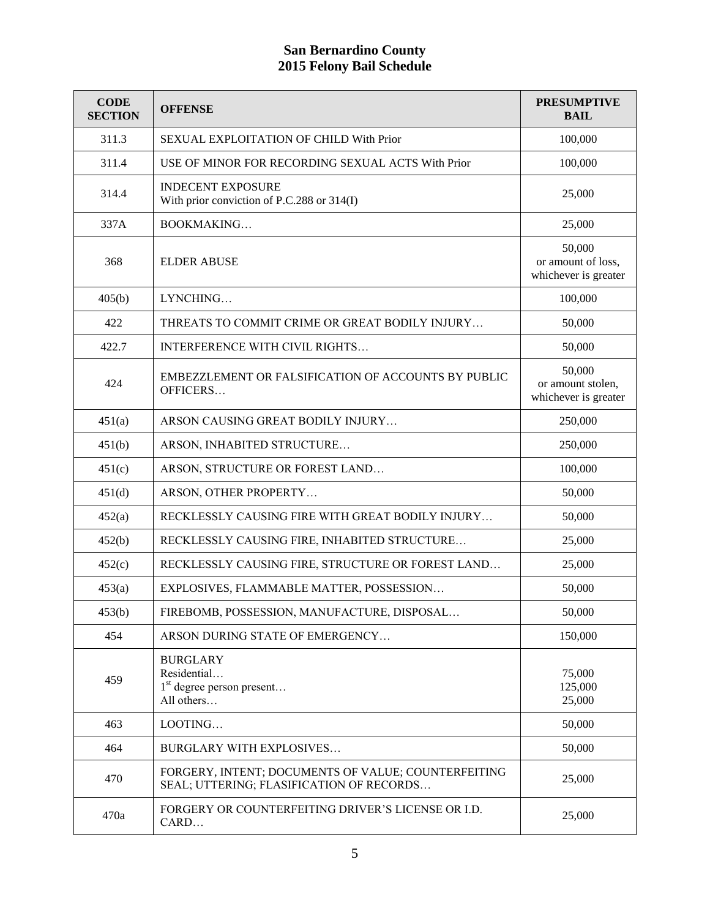# San Bernardino County
# 2015 Felony Bail Schedule

| CODE SECTION | OFFENSE | PRESUMPTIVE BAIL |
|---|---|---|
| 311.3 | SEXUAL EXPLOITATION OF CHILD With Prior | 100,000 |
| 311.4 | USE OF MINOR FOR RECORDING SEXUAL ACTS With Prior | 100,000 |
| 314.4 | INDECENT EXPOSURE<br>With prior conviction of P.C.288 or 314(I) | 25,000 |
| 337A | BOOKMAKING… | 25,000 |
| 368 | ELDER ABUSE | 50,000<br>or amount of loss, whichever is greater |
| 405(b) | LYNCHING… | 100,000 |
| 422 | THREATS TO COMMIT CRIME OR GREAT BODILY INJURY… | 50,000 |
| 422.7 | INTERFERENCE WITH CIVIL RIGHTS… | 50,000 |
| 424 | EMBEZZLEMENT OR FALSIFICATION OF ACCOUNTS BY PUBLIC OFFICERS… | 50,000<br>or amount stolen, whichever is greater |
| 451(a) | ARSON CAUSING GREAT BODILY INJURY… | 250,000 |
| 451(b) | ARSON, INHABITED STRUCTURE… | 250,000 |
| 451(c) | ARSON, STRUCTURE OR FOREST LAND… | 100,000 |
| 451(d) | ARSON, OTHER PROPERTY… | 50,000 |
| 452(a) | RECKLESSLY CAUSING FIRE WITH GREAT BODILY INJURY… | 50,000 |
| 452(b) | RECKLESSLY CAUSING FIRE, INHABITED STRUCTURE… | 25,000 |
| 452(c) | RECKLESSLY CAUSING FIRE, STRUCTURE OR FOREST LAND… | 25,000 |
| 453(a) | EXPLOSIVES, FLAMMABLE MATTER, POSSESSION… | 50,000 |
| 453(b) | FIREBOMB, POSSESSION, MANUFACTURE, DISPOSAL… | 50,000 |
| 454 | ARSON DURING STATE OF EMERGENCY… | 150,000 |
| 459 | BURGLARY<br>Residential…<br>1st degree person present…<br>All others… | <br>75,000<br>125,000<br>25,000 |
| 463 | LOOTING… | 50,000 |
| 464 | BURGLARY WITH EXPLOSIVES… | 50,000 |
| 470 | FORGERY, INTENT; DOCUMENTS OF VALUE; COUNTERFEITING SEAL; UTTERING; FLASIFICATION OF RECORDS… | 25,000 |
| 470a | FORGERY OR COUNTERFEITING DRIVER'S LICENSE OR I.D. CARD… | 25,000 |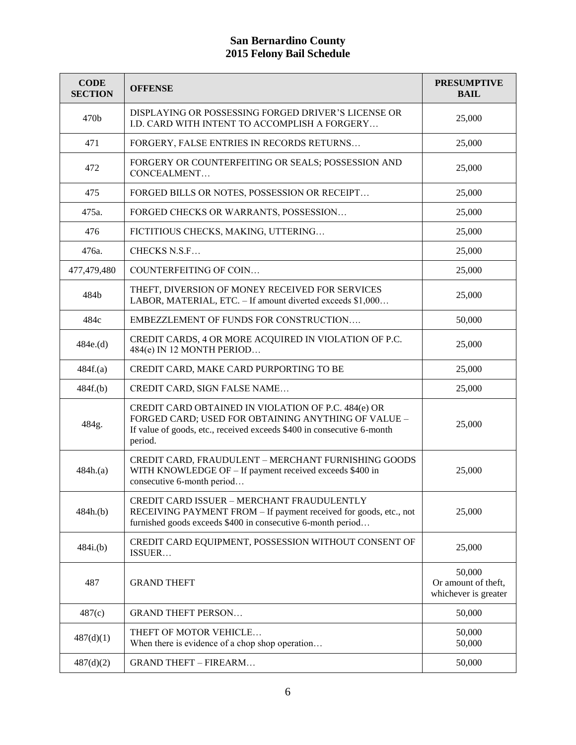# San Bernardino County
# 2015 Felony Bail Schedule

| CODE SECTION | OFFENSE | PRESUMPTIVE BAIL |
|---|---|---|
| 470b | DISPLAYING OR POSSESSING FORGED DRIVER'S LICENSE OR I.D. CARD WITH INTENT TO ACCOMPLISH A FORGERY… | 25,000 |
| 471 | FORGERY, FALSE ENTRIES IN RECORDS RETURNS… | 25,000 |
| 472 | FORGERY OR COUNTERFEITING OR SEALS; POSSESSION AND CONCEALMENT… | 25,000 |
| 475 | FORGED BILLS OR NOTES, POSSESSION OR RECEIPT… | 25,000 |
| 475a. | FORGED CHECKS OR WARRANTS, POSSESSION… | 25,000 |
| 476 | FICTITIOUS CHECKS, MAKING, UTTERING… | 25,000 |
| 476a. | CHECKS N.S.F… | 25,000 |
| 477,479,480 | COUNTERFEITING OF COIN… | 25,000 |
| 484b | THEFT, DIVERSION OF MONEY RECEIVED FOR SERVICES LABOR, MATERIAL, ETC. – If amount diverted exceeds $1,000… | 25,000 |
| 484c | EMBEZZLEMENT OF FUNDS FOR CONSTRUCTION…. | 50,000 |
| 484e.(d) | CREDIT CARDS, 4 OR MORE ACQUIRED IN VIOLATION OF P.C. 484(e) IN 12 MONTH PERIOD… | 25,000 |
| 484f.(a) | CREDIT CARD, MAKE CARD PURPORTING TO BE | 25,000 |
| 484f.(b) | CREDIT CARD, SIGN FALSE NAME… | 25,000 |
| 484g. | CREDIT CARD OBTAINED IN VIOLATION OF P.C. 484(e) OR FORGED CARD; USED FOR OBTAINING ANYTHING OF VALUE – If value of goods, etc., received exceeds $400 in consecutive 6-month period. | 25,000 |
| 484h.(a) | CREDIT CARD, FRAUDULENT – MERCHANT FURNISHING GOODS WITH KNOWLEDGE OF – If payment received exceeds $400 in consecutive 6-month period… | 25,000 |
| 484h.(b) | CREDIT CARD ISSUER – MERCHANT FRAUDULENTLY RECEIVING PAYMENT FROM – If payment received for goods, etc., not furnished goods exceeds $400 in consecutive 6-month period… | 25,000 |
| 484i.(b) | CREDIT CARD EQUIPMENT, POSSESSION WITHOUT CONSENT OF ISSUER… | 25,000 |
| 487 | GRAND THEFT | 50,000 Or amount of theft, whichever is greater |
| 487(c) | GRAND THEFT PERSON… | 50,000 |
| 487(d)(1) | THEFT OF MOTOR VEHICLE… When there is evidence of a chop shop operation… | 50,000 50,000 |
| 487(d)(2) | GRAND THEFT – FIREARM… | 50,000 |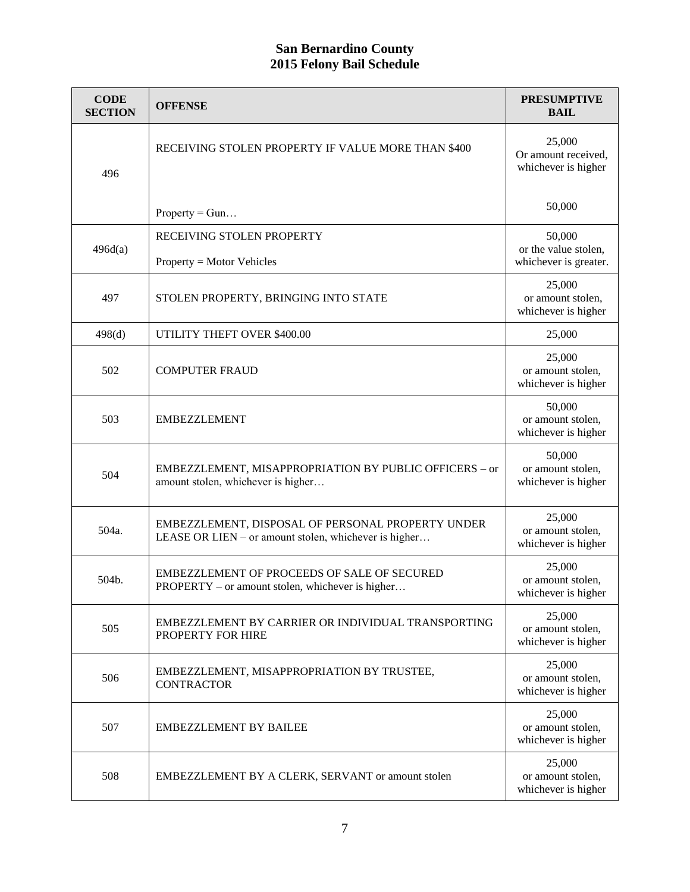# San Bernardino County
# 2015 Felony Bail Schedule

| CODE SECTION | OFFENSE | PRESUMPTIVE BAIL |
|---|---|---|
| 496 | RECEIVING STOLEN PROPERTY IF VALUE MORE THAN $400 | 25,000 Or amount received, whichever is higher |
| | Property = Gun… | 50,000 |
| 496d(a) | RECEIVING STOLEN PROPERTY<br>Property = Motor Vehicles | 50,000 or the value stolen, whichever is greater. |
| 497 | STOLEN PROPERTY, BRINGING INTO STATE | 25,000 or amount stolen, whichever is higher |
| 498(d) | UTILITY THEFT OVER $400.00 | 25,000 |
| 502 | COMPUTER FRAUD | 25,000 or amount stolen, whichever is higher |
| 503 | EMBEZZLEMENT | 50,000 or amount stolen, whichever is higher |
| 504 | EMBEZZLEMENT, MISAPPROPRIATION BY PUBLIC OFFICERS – or amount stolen, whichever is higher… | 50,000 or amount stolen, whichever is higher |
| 504a. | EMBEZZLEMENT, DISPOSAL OF PERSONAL PROPERTY UNDER LEASE OR LIEN – or amount stolen, whichever is higher… | 25,000 or amount stolen, whichever is higher |
| 504b. | EMBEZZLEMENT OF PROCEEDS OF SALE OF SECURED PROPERTY – or amount stolen, whichever is higher… | 25,000 or amount stolen, whichever is higher |
| 505 | EMBEZZLEMENT BY CARRIER OR INDIVIDUAL TRANSPORTING PROPERTY FOR HIRE | 25,000 or amount stolen, whichever is higher |
| 506 | EMBEZZLEMENT, MISAPPROPRIATION BY TRUSTEE, CONTRACTOR | 25,000 or amount stolen, whichever is higher |
| 507 | EMBEZZLEMENT BY BAILEE | 25,000 or amount stolen, whichever is higher |
| 508 | EMBEZZLEMENT BY A CLERK, SERVANT or amount stolen | 25,000 or amount stolen, whichever is higher |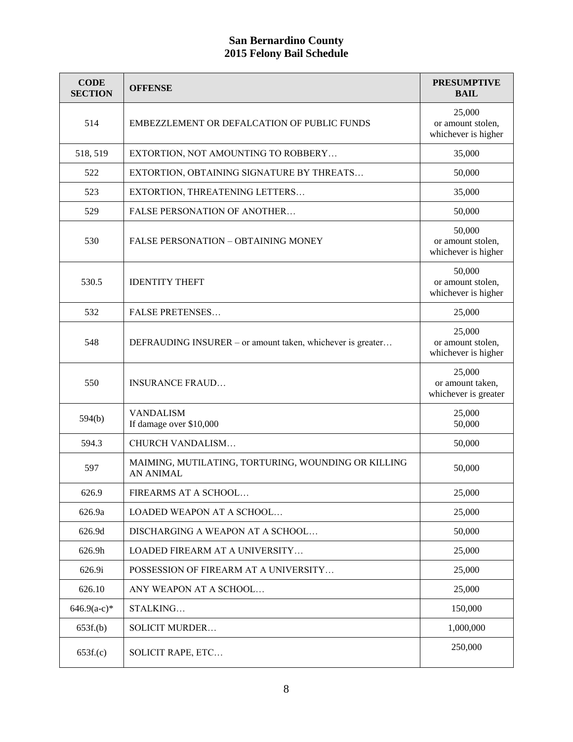# San Bernardino County
## 2015 Felony Bail Schedule

| CODE SECTION | OFFENSE | PRESUMPTIVE BAIL |
|---|---|---|
| 514 | EMBEZZLEMENT OR DEFALCATION OF PUBLIC FUNDS | 25,000 or amount stolen, whichever is higher |
| 518, 519 | EXTORTION, NOT AMOUNTING TO ROBBERY… | 35,000 |
| 522 | EXTORTION, OBTAINING SIGNATURE BY THREATS… | 50,000 |
| 523 | EXTORTION, THREATENING LETTERS… | 35,000 |
| 529 | FALSE PERSONATION OF ANOTHER… | 50,000 |
| 530 | FALSE PERSONATION – OBTAINING MONEY | 50,000 or amount stolen, whichever is higher |
| 530.5 | IDENTITY THEFT | 50,000 or amount stolen, whichever is higher |
| 532 | FALSE PRETENSES… | 25,000 |
| 548 | DEFRAUDING INSURER – or amount taken, whichever is greater… | 25,000 or amount stolen, whichever is higher |
| 550 | INSURANCE FRAUD… | 25,000 or amount taken, whichever is greater |
| 594(b) | VANDALISM<br>If damage over $10,000 | 25,000<br>50,000 |
| 594.3 | CHURCH VANDALISM… | 50,000 |
| 597 | MAIMING, MUTILATING, TORTURING, WOUNDING OR KILLING AN ANIMAL | 50,000 |
| 626.9 | FIREARMS AT A SCHOOL… | 25,000 |
| 626.9a | LOADED WEAPON AT A SCHOOL… | 25,000 |
| 626.9d | DISCHARGING A WEAPON AT A SCHOOL… | 50,000 |
| 626.9h | LOADED FIREARM AT A UNIVERSITY… | 25,000 |
| 626.9i | POSSESSION OF FIREARM AT A UNIVERSITY… | 25,000 |
| 626.10 | ANY WEAPON AT A SCHOOL… | 25,000 |
| 646.9(a-c)* | STALKING… | 150,000 |
| 653f.(b) | SOLICIT MURDER… | 1,000,000 |
| 653f.(c) | SOLICIT RAPE, ETC… | 250,000 |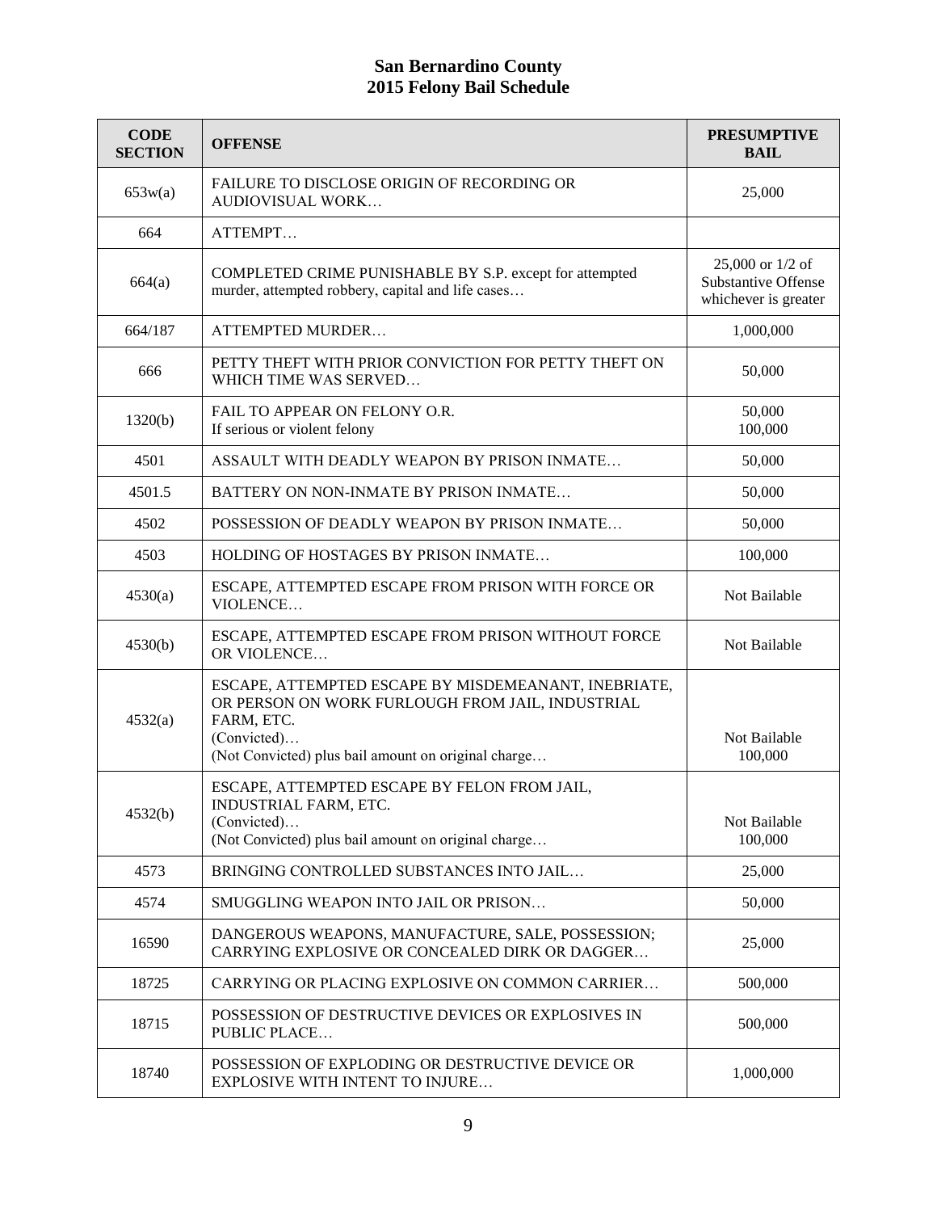# San Bernardino County
# 2015 Felony Bail Schedule

| CODE SECTION | OFFENSE | PRESUMPTIVE BAIL |
|---|---|---|
| 653w(a) | FAILURE TO DISCLOSE ORIGIN OF RECORDING OR AUDIOVISUAL WORK… | 25,000 |
| 664 | ATTEMPT… | |
| 664(a) | COMPLETED CRIME PUNISHABLE BY S.P. except for attempted murder, attempted robbery, capital and life cases… | 25,000 or 1/2 of Substantive Offense whichever is greater |
| 664/187 | ATTEMPTED MURDER… | 1,000,000 |
| 666 | PETTY THEFT WITH PRIOR CONVICTION FOR PETTY THEFT ON WHICH TIME WAS SERVED… | 50,000 |
| 1320(b) | FAIL TO APPEAR ON FELONY O.R.<br>If serious or violent felony | 50,000<br>100,000 |
| 4501 | ASSAULT WITH DEADLY WEAPON BY PRISON INMATE… | 50,000 |
| 4501.5 | BATTERY ON NON-INMATE BY PRISON INMATE… | 50,000 |
| 4502 | POSSESSION OF DEADLY WEAPON BY PRISON INMATE… | 50,000 |
| 4503 | HOLDING OF HOSTAGES BY PRISON INMATE… | 100,000 |
| 4530(a) | ESCAPE, ATTEMPTED ESCAPE FROM PRISON WITH FORCE OR VIOLENCE… | Not Bailable |
| 4530(b) | ESCAPE, ATTEMPTED ESCAPE FROM PRISON WITHOUT FORCE OR VIOLENCE… | Not Bailable |
| 4532(a) | ESCAPE, ATTEMPTED ESCAPE BY MISDEMEANANT, INEBRIATE, OR PERSON ON WORK FURLOUGH FROM JAIL, INDUSTRIAL FARM, ETC.<br>(Convicted)…<br>(Not Convicted) plus bail amount on original charge… | <br><br>Not Bailable<br>100,000 |
| 4532(b) | ESCAPE, ATTEMPTED ESCAPE BY FELON FROM JAIL, INDUSTRIAL FARM, ETC.<br>(Convicted)…<br>(Not Convicted) plus bail amount on original charge… | <br>Not Bailable<br>100,000 |
| 4573 | BRINGING CONTROLLED SUBSTANCES INTO JAIL… | 25,000 |
| 4574 | SMUGGLING WEAPON INTO JAIL OR PRISON… | 50,000 |
| 16590 | DANGEROUS WEAPONS, MANUFACTURE, SALE, POSSESSION; CARRYING EXPLOSIVE OR CONCEALED DIRK OR DAGGER… | 25,000 |
| 18725 | CARRYING OR PLACING EXPLOSIVE ON COMMON CARRIER… | 500,000 |
| 18715 | POSSESSION OF DESTRUCTIVE DEVICES OR EXPLOSIVES IN PUBLIC PLACE… | 500,000 |
| 18740 | POSSESSION OF EXPLODING OR DESTRUCTIVE DEVICE OR EXPLOSIVE WITH INTENT TO INJURE… | 1,000,000 |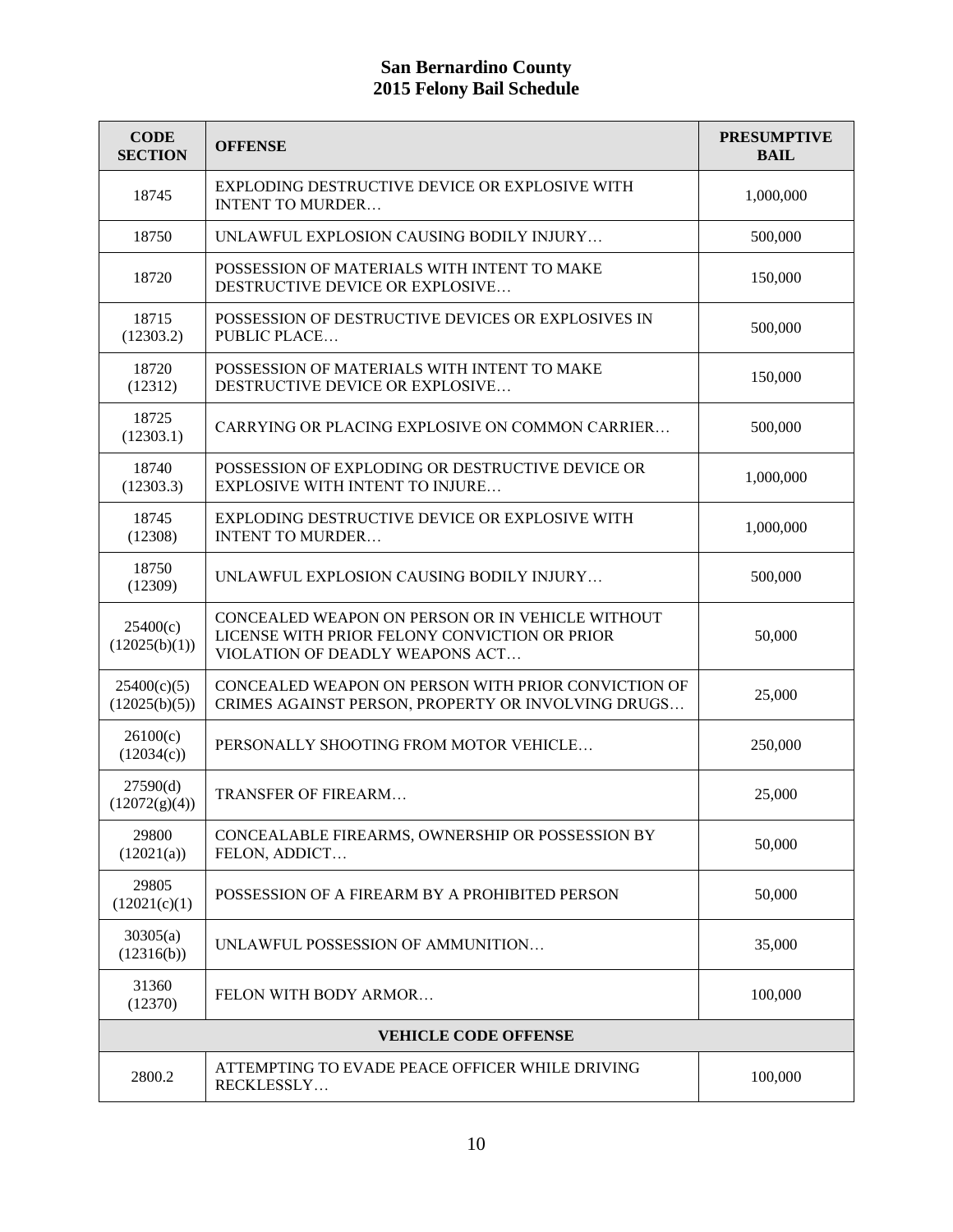# San Bernardino County
# 2015 Felony Bail Schedule

| CODE SECTION | OFFENSE | PRESUMPTIVE BAIL |
|---|---|---|
| 18745 | EXPLODING DESTRUCTIVE DEVICE OR EXPLOSIVE WITH INTENT TO MURDER… | 1,000,000 |
| 18750 | UNLAWFUL EXPLOSION CAUSING BODILY INJURY… | 500,000 |
| 18720 | POSSESSION OF MATERIALS WITH INTENT TO MAKE DESTRUCTIVE DEVICE OR EXPLOSIVE… | 150,000 |
| 18715 (12303.2) | POSSESSION OF DESTRUCTIVE DEVICES OR EXPLOSIVES IN PUBLIC PLACE… | 500,000 |
| 18720 (12312) | POSSESSION OF MATERIALS WITH INTENT TO MAKE DESTRUCTIVE DEVICE OR EXPLOSIVE… | 150,000 |
| 18725 (12303.1) | CARRYING OR PLACING EXPLOSIVE ON COMMON CARRIER… | 500,000 |
| 18740 (12303.3) | POSSESSION OF EXPLODING OR DESTRUCTIVE DEVICE OR EXPLOSIVE WITH INTENT TO INJURE… | 1,000,000 |
| 18745 (12308) | EXPLODING DESTRUCTIVE DEVICE OR EXPLOSIVE WITH INTENT TO MURDER… | 1,000,000 |
| 18750 (12309) | UNLAWFUL EXPLOSION CAUSING BODILY INJURY… | 500,000 |
| 25400(c) (12025(b)(1)) | CONCEALED WEAPON ON PERSON OR IN VEHICLE WITHOUT LICENSE WITH PRIOR FELONY CONVICTION OR PRIOR VIOLATION OF DEADLY WEAPONS ACT… | 50,000 |
| 25400(c)(5) (12025(b)(5)) | CONCEALED WEAPON ON PERSON WITH PRIOR CONVICTION OF CRIMES AGAINST PERSON, PROPERTY OR INVOLVING DRUGS… | 25,000 |
| 26100(c) (12034(c)) | PERSONALLY SHOOTING FROM MOTOR VEHICLE… | 250,000 |
| 27590(d) (12072(g)(4)) | TRANSFER OF FIREARM… | 25,000 |
| 29800 (12021(a)) | CONCEALABLE FIREARMS, OWNERSHIP OR POSSESSION BY FELON, ADDICT… | 50,000 |
| 29805 (12021(c)(1) | POSSESSION OF A FIREARM BY A PROHIBITED PERSON | 50,000 |
| 30305(a) (12316(b)) | UNLAWFUL POSSESSION OF AMMUNITION… | 35,000 |
| 31360 (12370) | FELON WITH BODY ARMOR… | 100,000 |
| **VEHICLE CODE OFFENSE** | | |
| 2800.2 | ATTEMPTING TO EVADE PEACE OFFICER WHILE DRIVING RECKLESSLY… | 100,000 |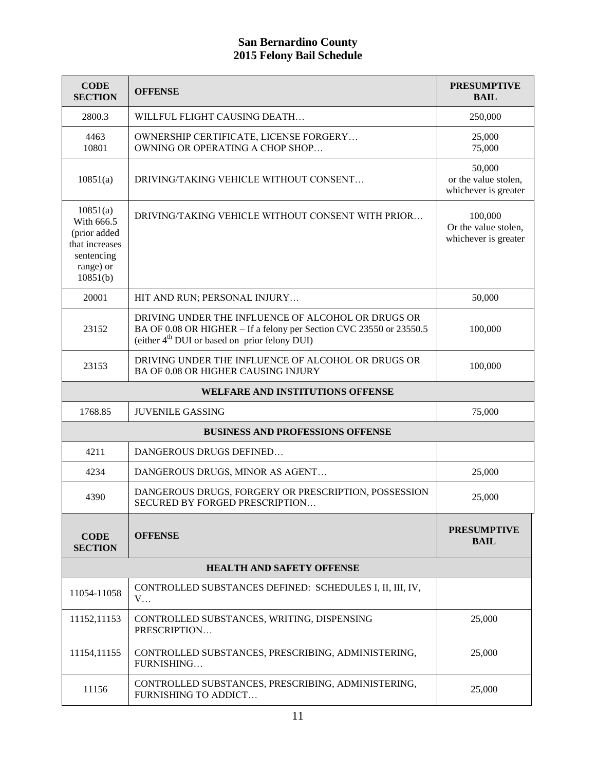# San Bernardino County
## 2015 Felony Bail Schedule

| CODE SECTION | OFFENSE | PRESUMPTIVE BAIL |
|---|---|---|
| 2800.3 | WILLFUL FLIGHT CAUSING DEATH… | 250,000 |
| 4463<br>10801 | OWNERSHIP CERTIFICATE, LICENSE FORGERY…<br>OWNING OR OPERATING A CHOP SHOP… | 25,000<br>75,000 |
| 10851(a) | DRIVING/TAKING VEHICLE WITHOUT CONSENT… | 50,000 or the value stolen, whichever is greater |
| 10851(a) With 666.5 (prior added that increases sentencing range) or 10851(b) | DRIVING/TAKING VEHICLE WITHOUT CONSENT WITH PRIOR… | 100,000 Or the value stolen, whichever is greater |
| 20001 | HIT AND RUN; PERSONAL INJURY… | 50,000 |
| 23152 | DRIVING UNDER THE INFLUENCE OF ALCOHOL OR DRUGS OR BA OF 0.08 OR HIGHER – If a felony per Section CVC 23550 or 23550.5 (either 4th DUI or based on prior felony DUI) | 100,000 |
| 23153 | DRIVING UNDER THE INFLUENCE OF ALCOHOL OR DRUGS OR BA OF 0.08 OR HIGHER CAUSING INJURY | 100,000 |
| **WELFARE AND INSTITUTIONS OFFENSE** | | |
| 1768.85 | JUVENILE GASSING | 75,000 |
| **BUSINESS AND PROFESSIONS OFFENSE** | | |
| 4211 | DANGEROUS DRUGS DEFINED… | |
| 4234 | DANGEROUS DRUGS, MINOR AS AGENT… | 25,000 |
| 4390 | DANGEROUS DRUGS, FORGERY OR PRESCRIPTION, POSSESSION SECURED BY FORGED PRESCRIPTION… | 25,000 |
| **CODE SECTION** | **OFFENSE** | **PRESUMPTIVE BAIL** |
| **HEALTH AND SAFETY OFFENSE** | | |
| 11054-11058 | CONTROLLED SUBSTANCES DEFINED: SCHEDULES I, II, III, IV, V… | |
| 11152,11153<br>11154,11155 | CONTROLLED SUBSTANCES, WRITING, DISPENSING PRESCRIPTION…<br>CONTROLLED SUBSTANCES, PRESCRIBING, ADMINISTERING, FURNISHING… | 25,000<br>25,000 |
| 11156 | CONTROLLED SUBSTANCES, PRESCRIBING, ADMINISTERING, FURNISHING TO ADDICT… | 25,000 |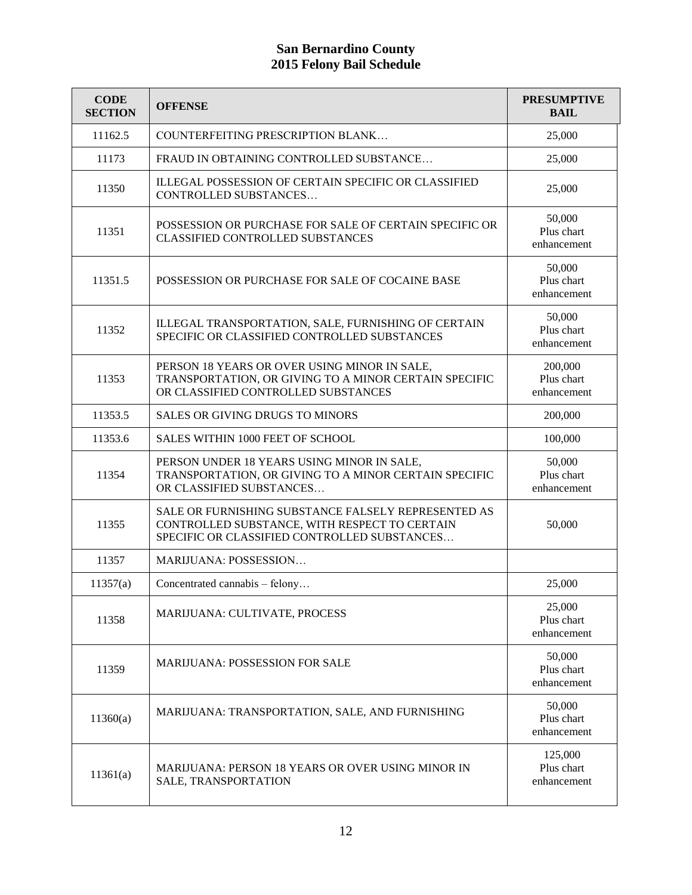# San Bernardino County
# 2015 Felony Bail Schedule

| CODE SECTION | OFFENSE | PRESUMPTIVE BAIL |
|---|---|---|
| 11162.5 | COUNTERFEITING PRESCRIPTION BLANK… | 25,000 |
| 11173 | FRAUD IN OBTAINING CONTROLLED SUBSTANCE… | 25,000 |
| 11350 | ILLEGAL POSSESSION OF CERTAIN SPECIFIC OR CLASSIFIED CONTROLLED SUBSTANCES… | 25,000 |
| 11351 | POSSESSION OR PURCHASE FOR SALE OF CERTAIN SPECIFIC OR CLASSIFIED CONTROLLED SUBSTANCES | 50,000 Plus chart enhancement |
| 11351.5 | POSSESSION OR PURCHASE FOR SALE OF COCAINE BASE | 50,000 Plus chart enhancement |
| 11352 | ILLEGAL TRANSPORTATION, SALE, FURNISHING OF CERTAIN SPECIFIC OR CLASSIFIED CONTROLLED SUBSTANCES | 50,000 Plus chart enhancement |
| 11353 | PERSON 18 YEARS OR OVER USING MINOR IN SALE, TRANSPORTATION, OR GIVING TO A MINOR CERTAIN SPECIFIC OR CLASSIFIED CONTROLLED SUBSTANCES | 200,000 Plus chart enhancement |
| 11353.5 | SALES OR GIVING DRUGS TO MINORS | 200,000 |
| 11353.6 | SALES WITHIN 1000 FEET OF SCHOOL | 100,000 |
| 11354 | PERSON UNDER 18 YEARS USING MINOR IN SALE, TRANSPORTATION, OR GIVING TO A MINOR CERTAIN SPECIFIC OR CLASSIFIED SUBSTANCES… | 50,000 Plus chart enhancement |
| 11355 | SALE OR FURNISHING SUBSTANCE FALSELY REPRESENTED AS CONTROLLED SUBSTANCE, WITH RESPECT TO CERTAIN SPECIFIC OR CLASSIFIED CONTROLLED SUBSTANCES… | 50,000 |
| 11357 | MARIJUANA: POSSESSION… | |
| 11357(a) | Concentrated cannabis – felony… | 25,000 |
| 11358 | MARIJUANA: CULTIVATE, PROCESS | 25,000 Plus chart enhancement |
| 11359 | MARIJUANA: POSSESSION FOR SALE | 50,000 Plus chart enhancement |
| 11360(a) | MARIJUANA: TRANSPORTATION, SALE, AND FURNISHING | 50,000 Plus chart enhancement |
| 11361(a) | MARIJUANA: PERSON 18 YEARS OR OVER USING MINOR IN SALE, TRANSPORTATION | 125,000 Plus chart enhancement |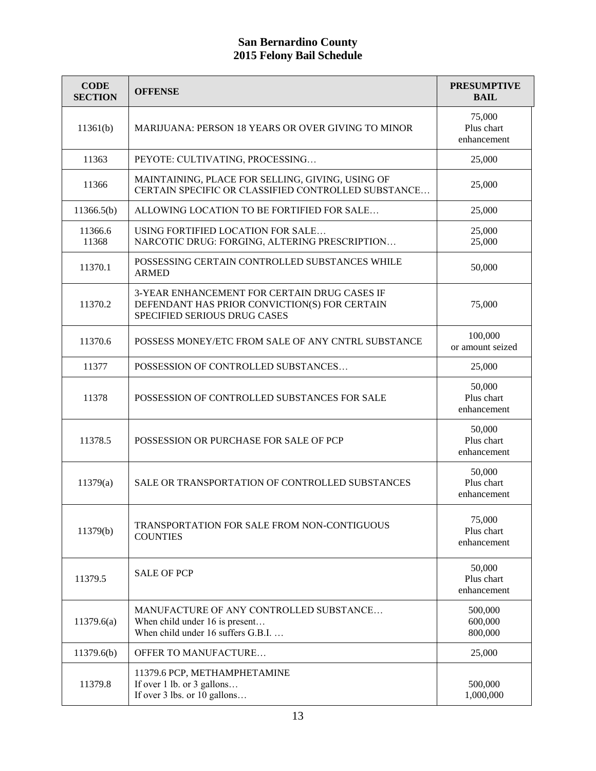# San Bernardino County
# 2015 Felony Bail Schedule

| CODE SECTION | OFFENSE | PRESUMPTIVE BAIL |
|---|---|---|
| 11361(b) | MARIJUANA: PERSON 18 YEARS OR OVER GIVING TO MINOR | 75,000<br>Plus chart enhancement |
| 11363 | PEYOTE: CULTIVATING, PROCESSING… | 25,000 |
| 11366 | MAINTAINING, PLACE FOR SELLING, GIVING, USING OF CERTAIN SPECIFIC OR CLASSIFIED CONTROLLED SUBSTANCE… | 25,000 |
| 11366.5(b) | ALLOWING LOCATION TO BE FORTIFIED FOR SALE… | 25,000 |
| 11366.6<br>11368 | USING FORTIFIED LOCATION FOR SALE…<br>NARCOTIC DRUG: FORGING, ALTERING PRESCRIPTION… | 25,000<br>25,000 |
| 11370.1 | POSSESSING CERTAIN CONTROLLED SUBSTANCES WHILE ARMED | 50,000 |
| 11370.2 | 3-YEAR ENHANCEMENT FOR CERTAIN DRUG CASES IF DEFENDANT HAS PRIOR CONVICTION(S) FOR CERTAIN SPECIFIED SERIOUS DRUG CASES | 75,000 |
| 11370.6 | POSSESS MONEY/ETC FROM SALE OF ANY CNTRL SUBSTANCE | 100,000<br>or amount seized |
| 11377 | POSSESSION OF CONTROLLED SUBSTANCES… | 25,000 |
| 11378 | POSSESSION OF CONTROLLED SUBSTANCES FOR SALE | 50,000<br>Plus chart enhancement |
| 11378.5 | POSSESSION OR PURCHASE FOR SALE OF PCP | 50,000<br>Plus chart enhancement |
| 11379(a) | SALE OR TRANSPORTATION OF CONTROLLED SUBSTANCES | 50,000<br>Plus chart enhancement |
| 11379(b) | TRANSPORTATION FOR SALE FROM NON-CONTIGUOUS COUNTIES | 75,000<br>Plus chart enhancement |
| 11379.5 | SALE OF PCP | 50,000<br>Plus chart enhancement |
| 11379.6(a) | MANUFACTURE OF ANY CONTROLLED SUBSTANCE…<br>When child under 16 is present…<br>When child under 16 suffers G.B.I. … | 500,000<br>600,000<br>800,000 |
| 11379.6(b) | OFFER TO MANUFACTURE… | 25,000 |
| 11379.8 | 11379.6 PCP, METHAMPHETAMINE<br>If over 1 lb. or 3 gallons…<br>If over 3 lbs. or 10 gallons… | 500,000<br>1,000,000 |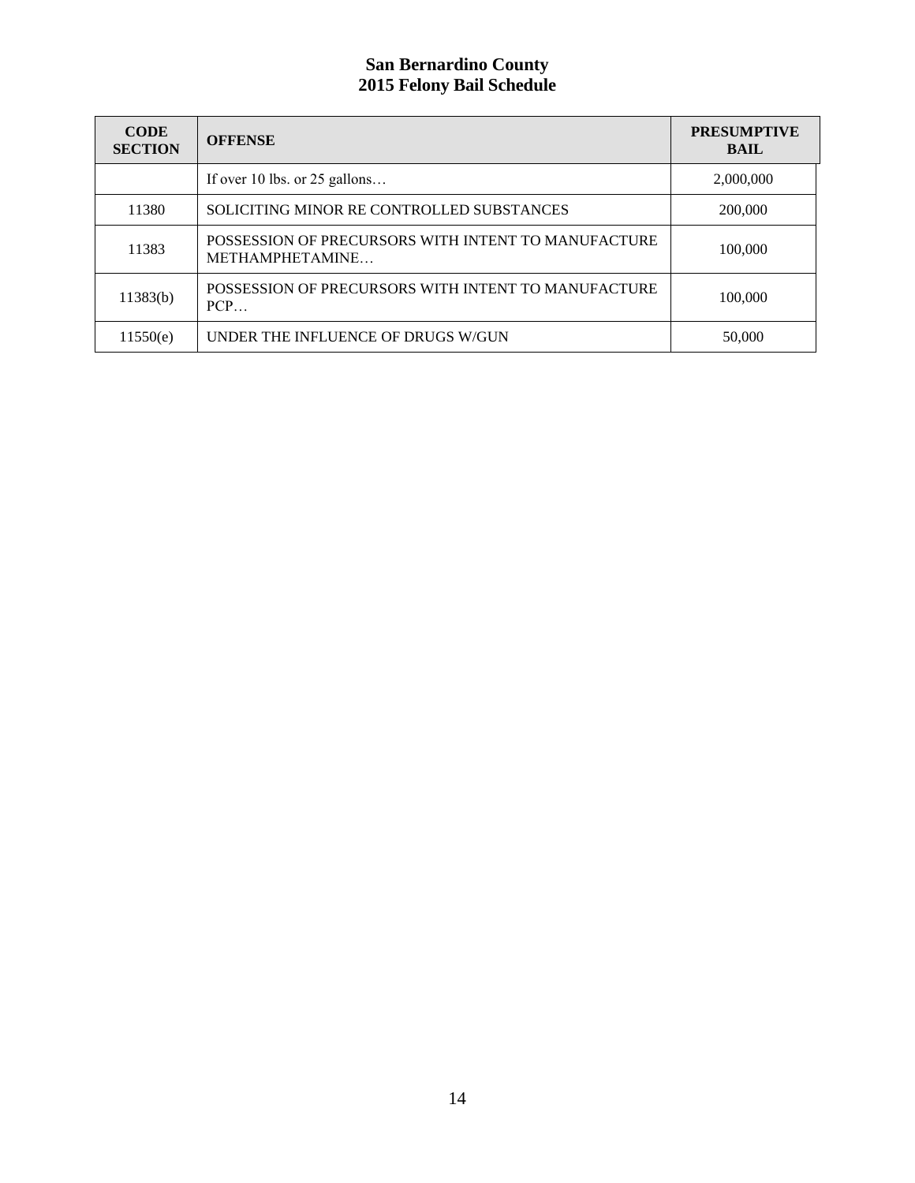# San Bernardino County
# 2015 Felony Bail Schedule

| CODE SECTION | OFFENSE | PRESUMPTIVE BAIL |
|---|---|---|
| | If over 10 lbs. or 25 gallons… | 2,000,000 |
| 11380 | SOLICITING MINOR RE CONTROLLED SUBSTANCES | 200,000 |
| 11383 | POSSESSION OF PRECURSORS WITH INTENT TO MANUFACTURE METHAMPHETAMINE… | 100,000 |
| 11383(b) | POSSESSION OF PRECURSORS WITH INTENT TO MANUFACTURE PCP… | 100,000 |
| 11550(e) | UNDER THE INFLUENCE OF DRUGS W/GUN | 50,000 |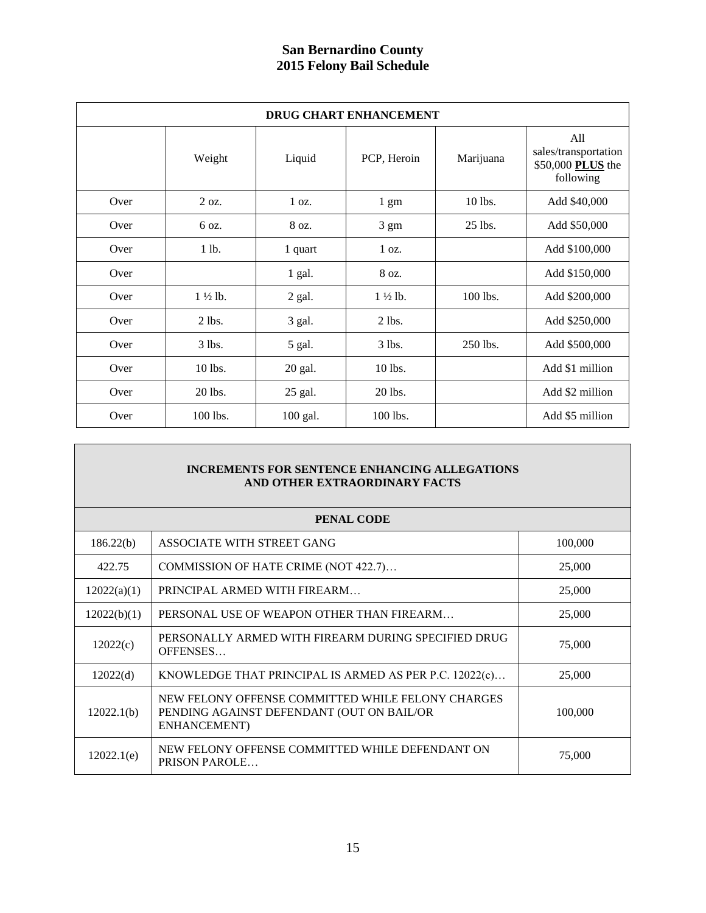# San Bernardino County
# 2015 Felony Bail Schedule

| DRUG CHART ENHANCEMENT | | | | | |
|---|---|---|---|---|---|
| | Weight | Liquid | PCP, Heroin | Marijuana | All sales/transportation $50,000 **PLUS** the following |
| Over | 2 oz. | 1 oz. | 1 gm | 10 lbs. | Add $40,000 |
| Over | 6 oz. | 8 oz. | 3 gm | 25 lbs. | Add $50,000 |
| Over | 1 lb. | 1 quart | 1 oz. | | Add $100,000 |
| Over | | 1 gal. | 8 oz. | | Add $150,000 |
| Over | 1 ½ lb. | 2 gal. | 1 ½ lb. | 100 lbs. | Add $200,000 |
| Over | 2 lbs. | 3 gal. | 2 lbs. | | Add $250,000 |
| Over | 3 lbs. | 5 gal. | 3 lbs. | 250 lbs. | Add $500,000 |
| Over | 10 lbs. | 20 gal. | 10 lbs. | | Add $1 million |
| Over | 20 lbs. | 25 gal. | 20 lbs. | | Add $2 million |
| Over | 100 lbs. | 100 gal. | 100 lbs. | | Add $5 million |

| INCREMENTS FOR SENTENCE ENHANCING ALLEGATIONS AND OTHER EXTRAORDINARY FACTS | | |
|---|---|---|
| **PENAL CODE** | | |
| 186.22(b) | ASSOCIATE WITH STREET GANG | 100,000 |
| 422.75 | COMMISSION OF HATE CRIME (NOT 422.7)… | 25,000 |
| 12022(a)(1) | PRINCIPAL ARMED WITH FIREARM… | 25,000 |
| 12022(b)(1) | PERSONAL USE OF WEAPON OTHER THAN FIREARM… | 25,000 |
| 12022(c) | PERSONALLY ARMED WITH FIREARM DURING SPECIFIED DRUG OFFENSES… | 75,000 |
| 12022(d) | KNOWLEDGE THAT PRINCIPAL IS ARMED AS PER P.C. 12022(c)… | 25,000 |
| 12022.1(b) | NEW FELONY OFFENSE COMMITTED WHILE FELONY CHARGES PENDING AGAINST DEFENDANT (OUT ON BAIL/OR ENHANCEMENT) | 100,000 |
| 12022.1(e) | NEW FELONY OFFENSE COMMITTED WHILE DEFENDANT ON PRISON PAROLE… | 75,000 |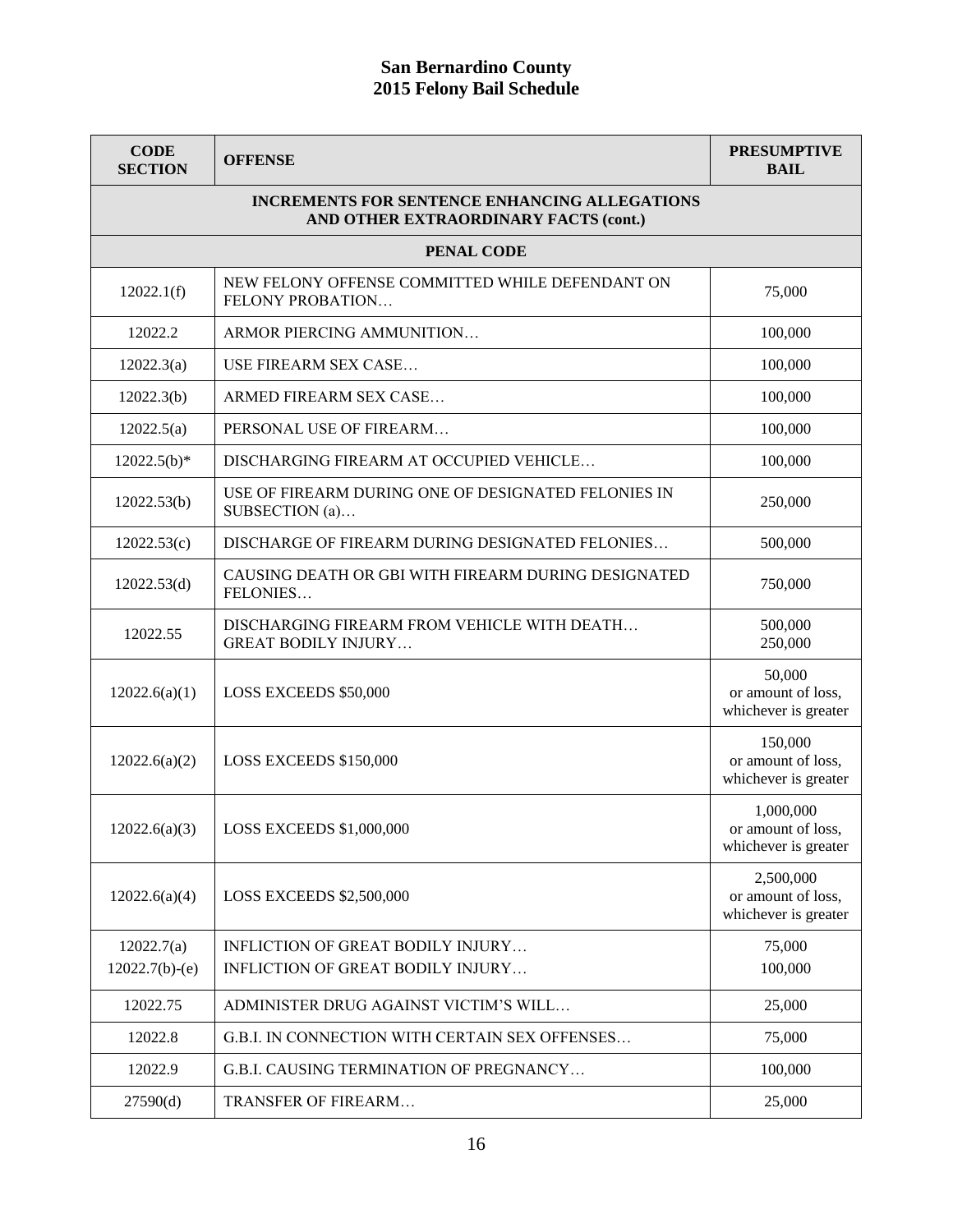# San Bernardino County
# 2015 Felony Bail Schedule

| CODE SECTION | OFFENSE | PRESUMPTIVE BAIL |
|---|---|---|
| **INCREMENTS FOR SENTENCE ENHANCING ALLEGATIONS AND OTHER EXTRAORDINARY FACTS (cont.)** | | |
| **PENAL CODE** | | |
| 12022.1(f) | NEW FELONY OFFENSE COMMITTED WHILE DEFENDANT ON FELONY PROBATION… | 75,000 |
| 12022.2 | ARMOR PIERCING AMMUNITION… | 100,000 |
| 12022.3(a) | USE FIREARM SEX CASE… | 100,000 |
| 12022.3(b) | ARMED FIREARM SEX CASE… | 100,000 |
| 12022.5(a) | PERSONAL USE OF FIREARM… | 100,000 |
| 12022.5(b)* | DISCHARGING FIREARM AT OCCUPIED VEHICLE… | 100,000 |
| 12022.53(b) | USE OF FIREARM DURING ONE OF DESIGNATED FELONIES IN SUBSECTION (a)… | 250,000 |
| 12022.53(c) | DISCHARGE OF FIREARM DURING DESIGNATED FELONIES… | 500,000 |
| 12022.53(d) | CAUSING DEATH OR GBI WITH FIREARM DURING DESIGNATED FELONIES… | 750,000 |
| 12022.55 | DISCHARGING FIREARM FROM VEHICLE WITH DEATH…<br>GREAT BODILY INJURY… | 500,000<br>250,000 |
| 12022.6(a)(1) | LOSS EXCEEDS $50,000 | 50,000 or amount of loss, whichever is greater |
| 12022.6(a)(2) | LOSS EXCEEDS $150,000 | 150,000 or amount of loss, whichever is greater |
| 12022.6(a)(3) | LOSS EXCEEDS $1,000,000 | 1,000,000 or amount of loss, whichever is greater |
| 12022.6(a)(4) | LOSS EXCEEDS $2,500,000 | 2,500,000 or amount of loss, whichever is greater |
| 12022.7(a)<br>12022.7(b)-(e) | INFLICTION OF GREAT BODILY INJURY…<br>INFLICTION OF GREAT BODILY INJURY… | 75,000<br>100,000 |
| 12022.75 | ADMINISTER DRUG AGAINST VICTIM'S WILL… | 25,000 |
| 12022.8 | G.B.I. IN CONNECTION WITH CERTAIN SEX OFFENSES… | 75,000 |
| 12022.9 | G.B.I. CAUSING TERMINATION OF PREGNANCY… | 100,000 |
| 27590(d) | TRANSFER OF FIREARM… | 25,000 |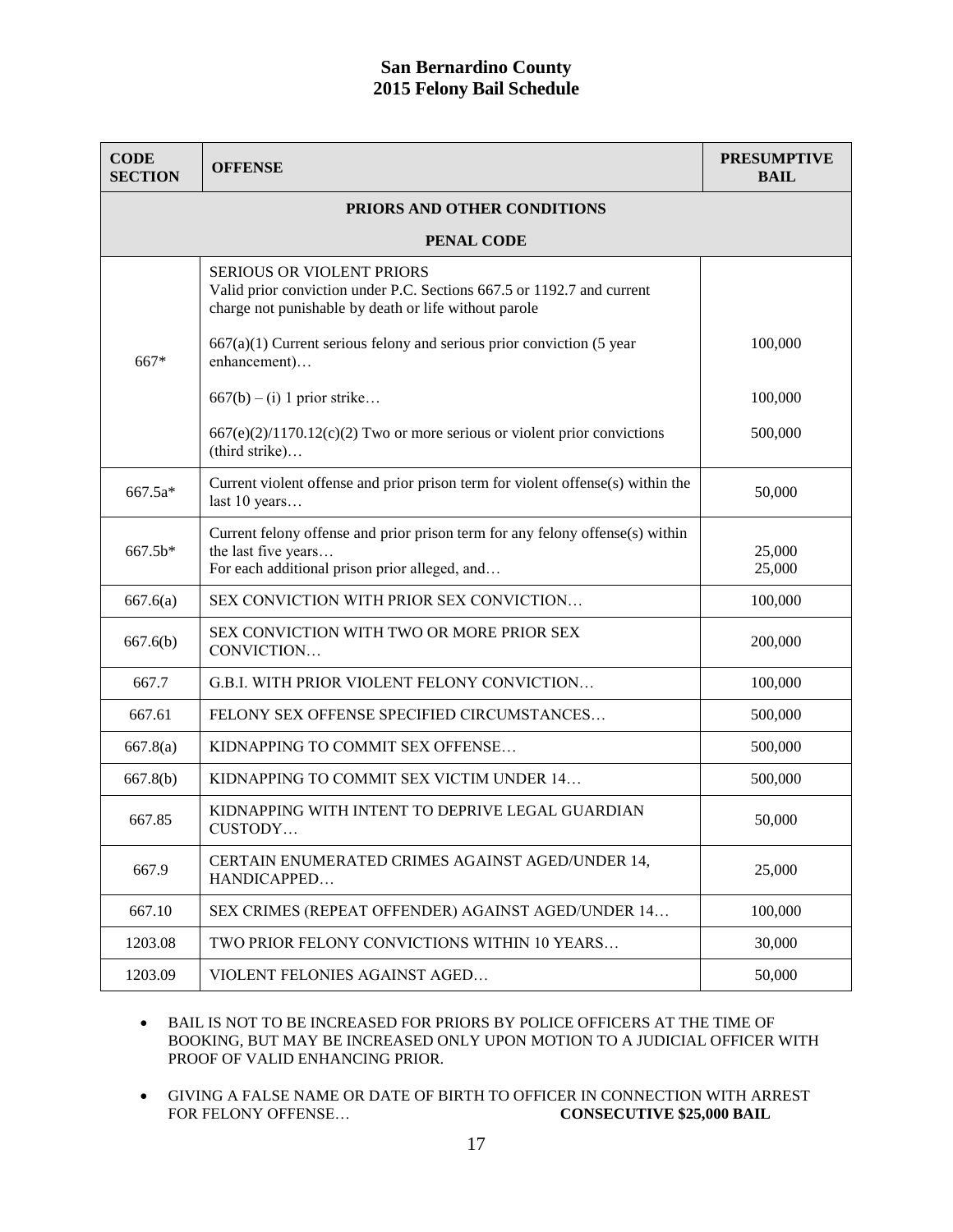# San Bernardino County
# 2015 Felony Bail Schedule

| CODE SECTION | OFFENSE | PRESUMPTIVE BAIL |
|---|---|---|
| **PRIORS AND OTHER CONDITIONS** | | |
| **PENAL CODE** | | |
| 667* | SERIOUS OR VIOLENT PRIORS<br>Valid prior conviction under P.C. Sections 667.5 or 1192.7 and current charge not punishable by death or life without parole<br><br>667(a)(1) Current serious felony and serious prior conviction (5 year enhancement)…<br><br>667(b) – (i) 1 prior strike…<br><br>667(e)(2)/1170.12(c)(2) Two or more serious or violent prior convictions (third strike)… | <br><br><br>100,000<br><br>100,000<br><br>500,000 |
| 667.5a* | Current violent offense and prior prison term for violent offense(s) within the last 10 years… | 50,000 |
| 667.5b* | Current felony offense and prior prison term for any felony offense(s) within the last five years…<br>For each additional prison prior alleged, and… | 25,000<br>25,000 |
| 667.6(a) | SEX CONVICTION WITH PRIOR SEX CONVICTION… | 100,000 |
| 667.6(b) | SEX CONVICTION WITH TWO OR MORE PRIOR SEX CONVICTION… | 200,000 |
| 667.7 | G.B.I. WITH PRIOR VIOLENT FELONY CONVICTION… | 100,000 |
| 667.61 | FELONY SEX OFFENSE SPECIFIED CIRCUMSTANCES… | 500,000 |
| 667.8(a) | KIDNAPPING TO COMMIT SEX OFFENSE… | 500,000 |
| 667.8(b) | KIDNAPPING TO COMMIT SEX VICTIM UNDER 14… | 500,000 |
| 667.85 | KIDNAPPING WITH INTENT TO DEPRIVE LEGAL GUARDIAN CUSTODY… | 50,000 |
| 667.9 | CERTAIN ENUMERATED CRIMES AGAINST AGED/UNDER 14, HANDICAPPED… | 25,000 |
| 667.10 | SEX CRIMES (REPEAT OFFENDER) AGAINST AGED/UNDER 14… | 100,000 |
| 1203.08 | TWO PRIOR FELONY CONVICTIONS WITHIN 10 YEARS… | 30,000 |
| 1203.09 | VIOLENT FELONIES AGAINST AGED… | 50,000 |

- BAIL IS NOT TO BE INCREASED FOR PRIORS BY POLICE OFFICERS AT THE TIME OF BOOKING, BUT MAY BE INCREASED ONLY UPON MOTION TO A JUDICIAL OFFICER WITH PROOF OF VALID ENHANCING PRIOR.
- GIVING A FALSE NAME OR DATE OF BIRTH TO OFFICER IN CONNECTION WITH ARREST FOR FELONY OFFENSE… **CONSECUTIVE $25,000 BAIL**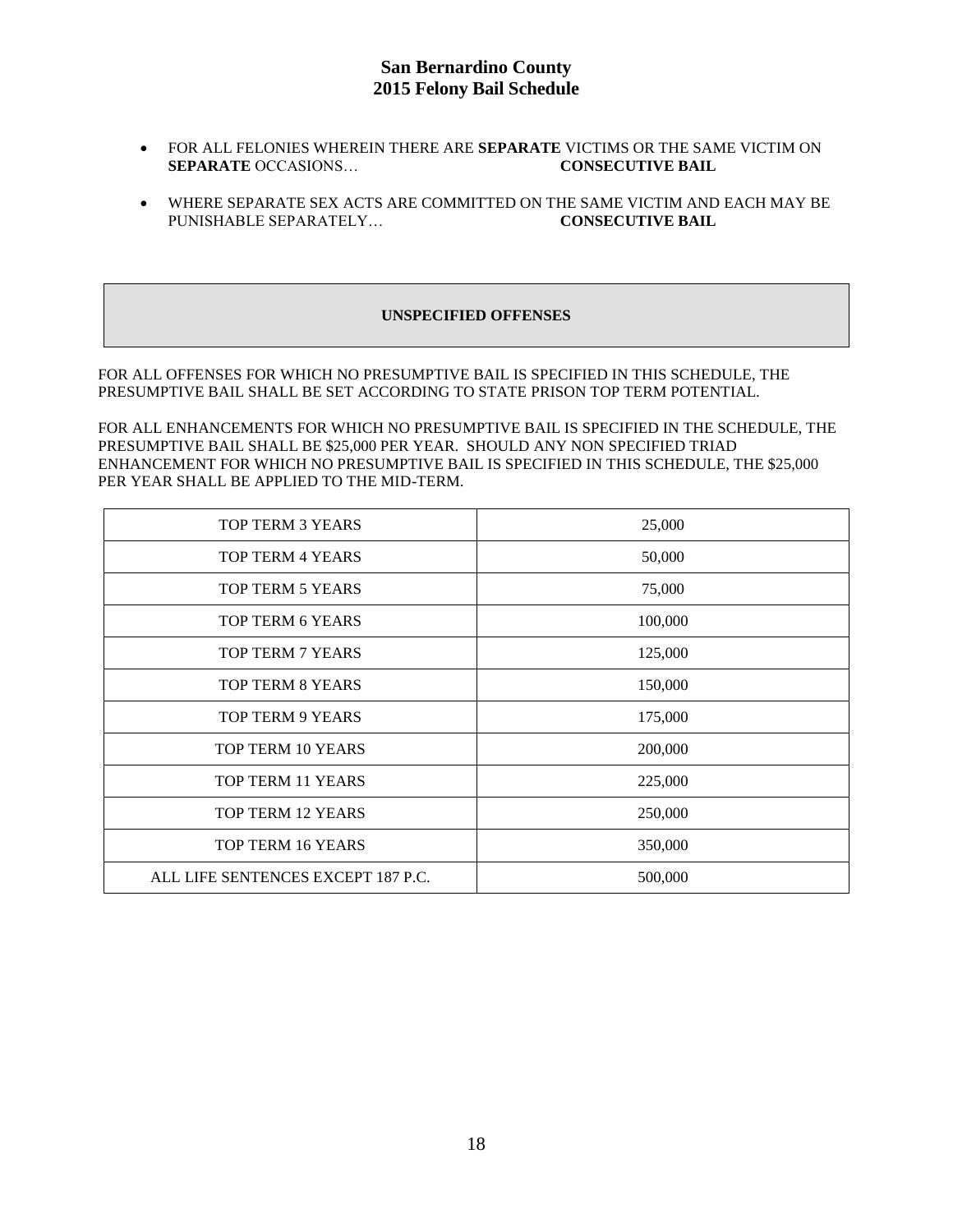- FOR ALL FELONIES WHEREIN THERE ARE **SEPARATE** VICTIMS OR THE SAME VICTIM ON **SEPARATE** OCCASIONS… **CONSECUTIVE BAIL**

- WHERE SEPARATE SEX ACTS ARE COMMITTED ON THE SAME VICTIM AND EACH MAY BE PUNISHABLE SEPARATELY… **CONSECUTIVE BAIL**

## UNSPECIFIED OFFENSES

FOR ALL OFFENSES FOR WHICH NO PRESUMPTIVE BAIL IS SPECIFIED IN THIS SCHEDULE, THE PRESUMPTIVE BAIL SHALL BE SET ACCORDING TO STATE PRISON TOP TERM POTENTIAL.

FOR ALL ENHANCEMENTS FOR WHICH NO PRESUMPTIVE BAIL IS SPECIFIED IN THE SCHEDULE, THE PRESUMPTIVE BAIL SHALL BE $25,000 PER YEAR. SHOULD ANY NON SPECIFIED TRIAD ENHANCEMENT FOR WHICH NO PRESUMPTIVE BAIL IS SPECIFIED IN THIS SCHEDULE, THE $25,000 PER YEAR SHALL BE APPLIED TO THE MID-TERM.

| | |
|---|---|
| TOP TERM 3 YEARS | 25,000 |
| TOP TERM 4 YEARS | 50,000 |
| TOP TERM 5 YEARS | 75,000 |
| TOP TERM 6 YEARS | 100,000 |
| TOP TERM 7 YEARS | 125,000 |
| TOP TERM 8 YEARS | 150,000 |
| TOP TERM 9 YEARS | 175,000 |
| TOP TERM 10 YEARS | 200,000 |
| TOP TERM 11 YEARS | 225,000 |
| TOP TERM 12 YEARS | 250,000 |
| TOP TERM 16 YEARS | 350,000 |
| ALL LIFE SENTENCES EXCEPT 187 P.C. | 500,000 |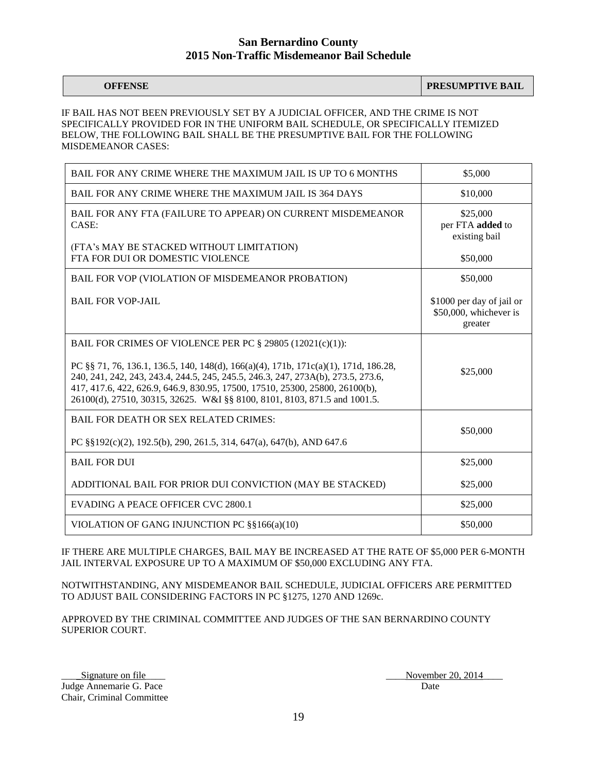# San Bernardino County
# 2015 Non-Traffic Misdemeanor Bail Schedule

| OFFENSE | PRESUMPTIVE BAIL |
|---|---|

IF BAIL HAS NOT BEEN PREVIOUSLY SET BY A JUDICIAL OFFICER, AND THE CRIME IS NOT SPECIFICALLY PROVIDED FOR IN THE UNIFORM BAIL SCHEDULE, OR SPECIFICALLY ITEMIZED BELOW, THE FOLLOWING BAIL SHALL BE THE PRESUMPTIVE BAIL FOR THE FOLLOWING MISDEMEANOR CASES:

| | |
|---|---|
| BAIL FOR ANY CRIME WHERE THE MAXIMUM JAIL IS UP TO 6 MONTHS | $5,000 |
| BAIL FOR ANY CRIME WHERE THE MAXIMUM JAIL IS 364 DAYS | $10,000 |
| BAIL FOR ANY FTA (FAILURE TO APPEAR) ON CURRENT MISDEMEANOR CASE:<br><br>(FTA's MAY BE STACKED WITHOUT LIMITATION)<br>FTA FOR DUI OR DOMESTIC VIOLENCE | $25,000<br>per FTA **added** to existing bail<br><br>$50,000 |
| BAIL FOR VOP (VIOLATION OF MISDEMEANOR PROBATION)<br><br>BAIL FOR VOP-JAIL | $50,000<br><br>$1000 per day of jail or $50,000, whichever is greater |
| BAIL FOR CRIMES OF VIOLENCE PER PC § 29805 (12021(c)(1)):<br><br>PC §§ 71, 76, 136.1, 136.5, 140, 148(d), 166(a)(4), 171b, 171c(a)(1), 171d, 186.28, 240, 241, 242, 243, 243.4, 244.5, 245, 245.5, 246.3, 247, 273A(b), 273.5, 273.6, 417, 417.6, 422, 626.9, 646.9, 830.95, 17500, 17510, 25300, 25800, 26100(b), 26100(d), 27510, 30315, 32625. W&I §§ 8100, 8101, 8103, 871.5 and 1001.5. | $25,000 |
| BAIL FOR DEATH OR SEX RELATED CRIMES:<br><br>PC §§192(c)(2), 192.5(b), 290, 261.5, 314, 647(a), 647(b), AND 647.6 | $50,000 |
| BAIL FOR DUI<br><br>ADDITIONAL BAIL FOR PRIOR DUI CONVICTION (MAY BE STACKED) | $25,000<br><br>$25,000 |
| EVADING A PEACE OFFICER CVC 2800.1 | $25,000 |
| VIOLATION OF GANG INJUNCTION PC §§166(a)(10) | $50,000 |

IF THERE ARE MULTIPLE CHARGES, BAIL MAY BE INCREASED AT THE RATE OF $5,000 PER 6-MONTH JAIL INTERVAL EXPOSURE UP TO A MAXIMUM OF $50,000 EXCLUDING ANY FTA.

NOTWITHSTANDING, ANY MISDEMEANOR BAIL SCHEDULE, JUDICIAL OFFICERS ARE PERMITTED TO ADJUST BAIL CONSIDERING FACTORS IN PC §1275, 1270 AND 1269c.

APPROVED BY THE CRIMINAL COMMITTEE AND JUDGES OF THE SAN BERNARDINO COUNTY SUPERIOR COURT.

____Signature on file____
Judge Annemarie G. Pace
Chair, Criminal Committee

____November 20, 2014____
Date